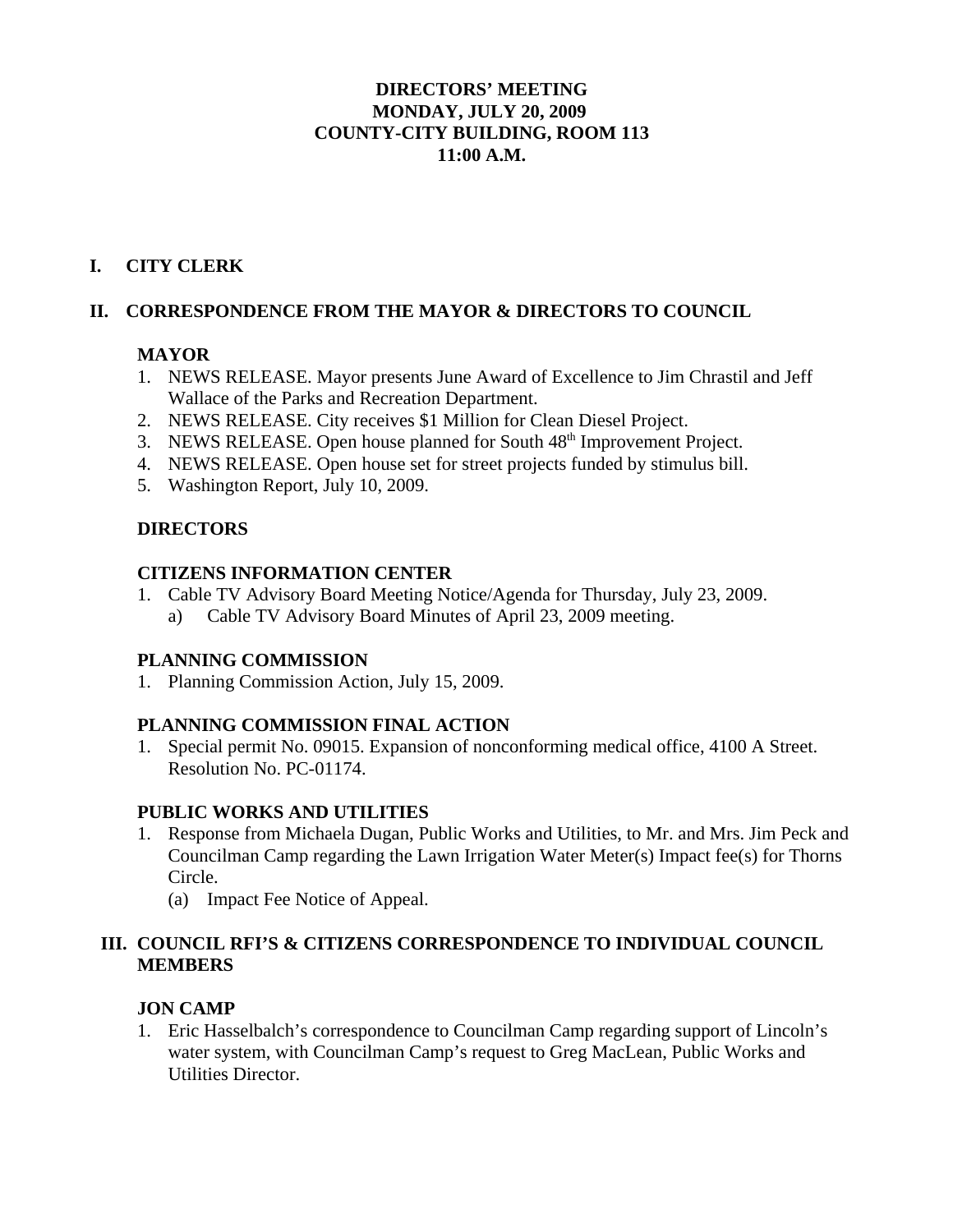# DIRECTORS' MEETING
# MONDAY, JULY 20, 2009
# COUNTY-CITY BUILDING, ROOM 113
# 11:00 A.M.

## I. CITY CLERK

## II. CORRESPONDENCE FROM THE MAYOR & DIRECTORS TO COUNCIL

### MAYOR

1. NEWS RELEASE. Mayor presents June Award of Excellence to Jim Chrastil and Jeff Wallace of the Parks and Recreation Department.
2. NEWS RELEASE. City receives $1 Million for Clean Diesel Project.
3. NEWS RELEASE. Open house planned for South 48th Improvement Project.
4. NEWS RELEASE. Open house set for street projects funded by stimulus bill.
5. Washington Report, July 10, 2009.

### DIRECTORS

### CITIZENS INFORMATION CENTER

1. Cable TV Advisory Board Meeting Notice/Agenda for Thursday, July 23, 2009.
   a) Cable TV Advisory Board Minutes of April 23, 2009 meeting.

### PLANNING COMMISSION

1. Planning Commission Action, July 15, 2009.

### PLANNING COMMISSION FINAL ACTION

1. Special permit No. 09015. Expansion of nonconforming medical office, 4100 A Street. Resolution No. PC-01174.

### PUBLIC WORKS AND UTILITIES

1. Response from Michaela Dugan, Public Works and Utilities, to Mr. and Mrs. Jim Peck and Councilman Camp regarding the Lawn Irrigation Water Meter(s) Impact fee(s) for Thorns Circle.
   (a) Impact Fee Notice of Appeal.

## III. COUNCIL RFI'S & CITIZENS CORRESPONDENCE TO INDIVIDUAL COUNCIL MEMBERS

### JON CAMP

1. Eric Hasselbalch's correspondence to Councilman Camp regarding support of Lincoln's water system, with Councilman Camp's request to Greg MacLean, Public Works and Utilities Director.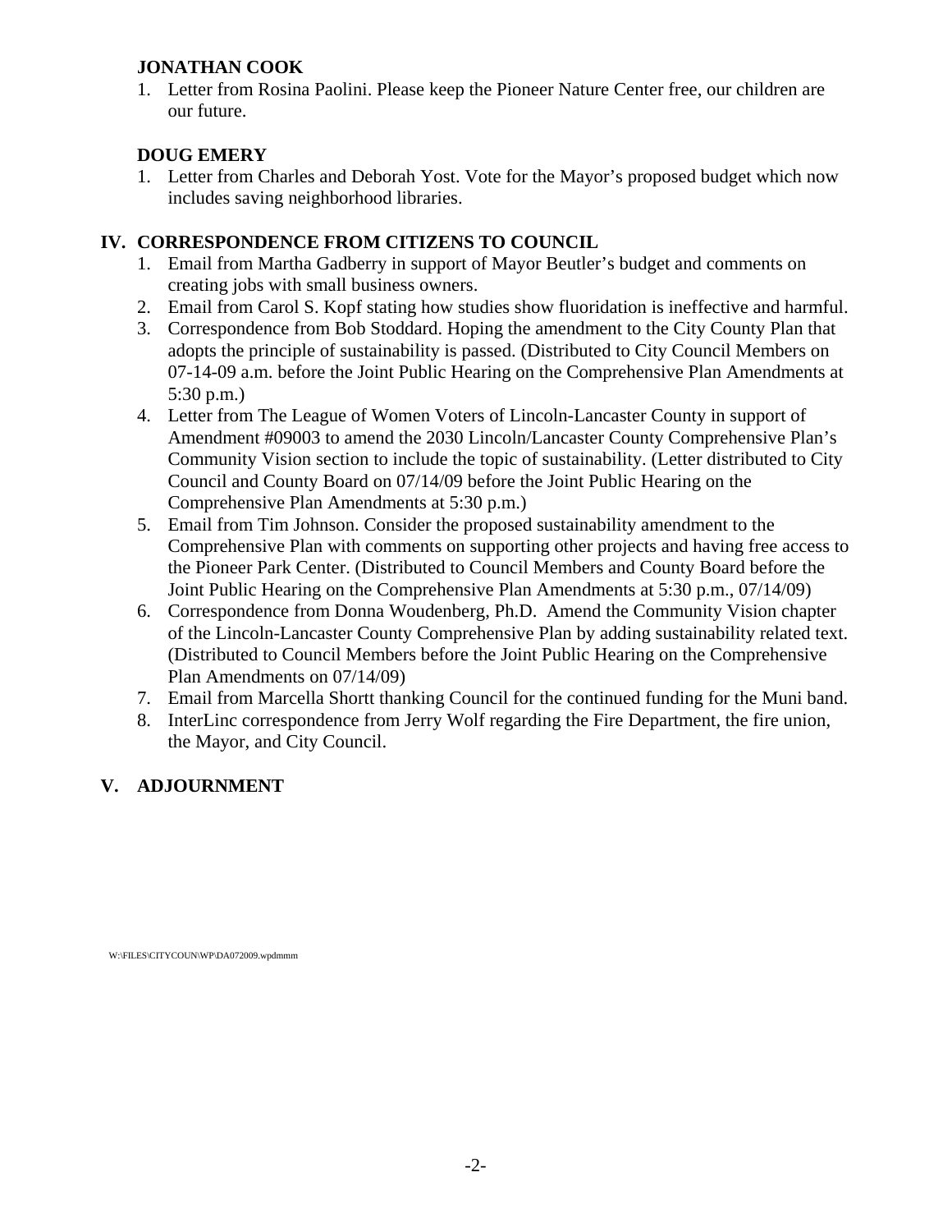**JONATHAN COOK**

1. Letter from Rosina Paolini. Please keep the Pioneer Nature Center free, our children are our future.

**DOUG EMERY**

1. Letter from Charles and Deborah Yost. Vote for the Mayor's proposed budget which now includes saving neighborhood libraries.

## IV. CORRESPONDENCE FROM CITIZENS TO COUNCIL

1. Email from Martha Gadberry in support of Mayor Beutler's budget and comments on creating jobs with small business owners.
2. Email from Carol S. Kopf stating how studies show fluoridation is ineffective and harmful.
3. Correspondence from Bob Stoddard. Hoping the amendment to the City County Plan that adopts the principle of sustainability is passed. (Distributed to City Council Members on 07-14-09 a.m. before the Joint Public Hearing on the Comprehensive Plan Amendments at 5:30 p.m.)
4. Letter from The League of Women Voters of Lincoln-Lancaster County in support of Amendment #09003 to amend the 2030 Lincoln/Lancaster County Comprehensive Plan's Community Vision section to include the topic of sustainability. (Letter distributed to City Council and County Board on 07/14/09 before the Joint Public Hearing on the Comprehensive Plan Amendments at 5:30 p.m.)
5. Email from Tim Johnson. Consider the proposed sustainability amendment to the Comprehensive Plan with comments on supporting other projects and having free access to the Pioneer Park Center. (Distributed to Council Members and County Board before the Joint Public Hearing on the Comprehensive Plan Amendments at 5:30 p.m., 07/14/09)
6. Correspondence from Donna Woudenberg, Ph.D. Amend the Community Vision chapter of the Lincoln-Lancaster County Comprehensive Plan by adding sustainability related text. (Distributed to Council Members before the Joint Public Hearing on the Comprehensive Plan Amendments on 07/14/09)
7. Email from Marcella Shortt thanking Council for the continued funding for the Muni band.
8. InterLinc correspondence from Jerry Wolf regarding the Fire Department, the fire union, the Mayor, and City Council.

## V. ADJOURNMENT

W:\FILES\CITYCOUN\WP\DA072009.wpdmmm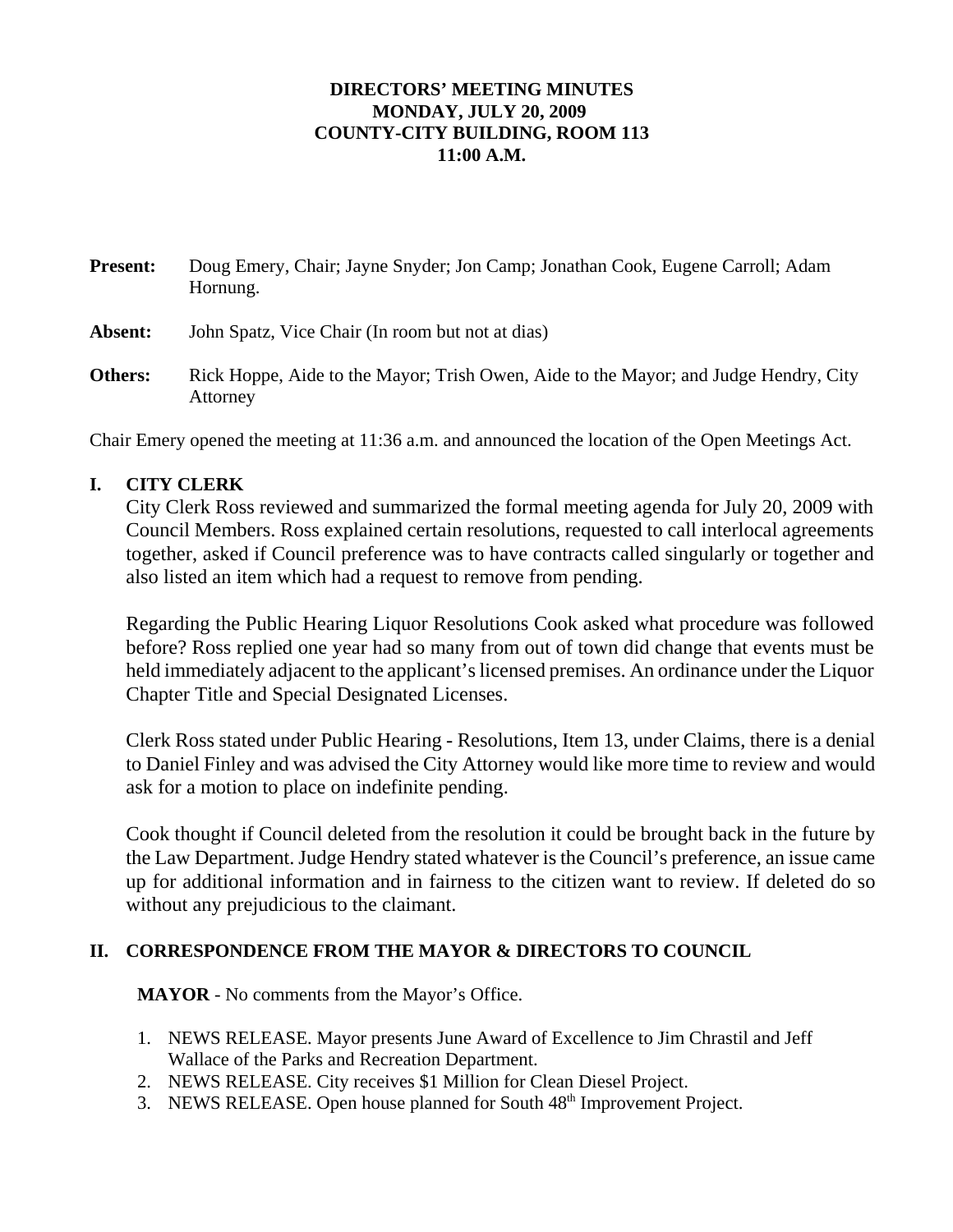**DIRECTORS' MEETING MINUTES**
**MONDAY, JULY 20, 2009**
**COUNTY-CITY BUILDING, ROOM 113**
**11:00 A.M.**

**Present:** Doug Emery, Chair; Jayne Snyder; Jon Camp; Jonathan Cook, Eugene Carroll; Adam Hornung.

**Absent:** John Spatz, Vice Chair (In room but not at dias)

**Others:** Rick Hoppe, Aide to the Mayor; Trish Owen, Aide to the Mayor; and Judge Hendry, City Attorney

Chair Emery opened the meeting at 11:36 a.m. and announced the location of the Open Meetings Act.

## I. CITY CLERK

City Clerk Ross reviewed and summarized the formal meeting agenda for July 20, 2009 with Council Members. Ross explained certain resolutions, requested to call interlocal agreements together, asked if Council preference was to have contracts called singularly or together and also listed an item which had a request to remove from pending.

Regarding the Public Hearing Liquor Resolutions Cook asked what procedure was followed before? Ross replied one year had so many from out of town did change that events must be held immediately adjacent to the applicant's licensed premises. An ordinance under the Liquor Chapter Title and Special Designated Licenses.

Clerk Ross stated under Public Hearing - Resolutions, Item 13, under Claims, there is a denial to Daniel Finley and was advised the City Attorney would like more time to review and would ask for a motion to place on indefinite pending.

Cook thought if Council deleted from the resolution it could be brought back in the future by the Law Department. Judge Hendry stated whatever is the Council's preference, an issue came up for additional information and in fairness to the citizen want to review. If deleted do so without any prejudicious to the claimant.

## II. CORRESPONDENCE FROM THE MAYOR & DIRECTORS TO COUNCIL

**MAYOR** - No comments from the Mayor's Office.

1. NEWS RELEASE. Mayor presents June Award of Excellence to Jim Chrastil and Jeff Wallace of the Parks and Recreation Department.
2. NEWS RELEASE. City receives $1 Million for Clean Diesel Project.
3. NEWS RELEASE. Open house planned for South 48th Improvement Project.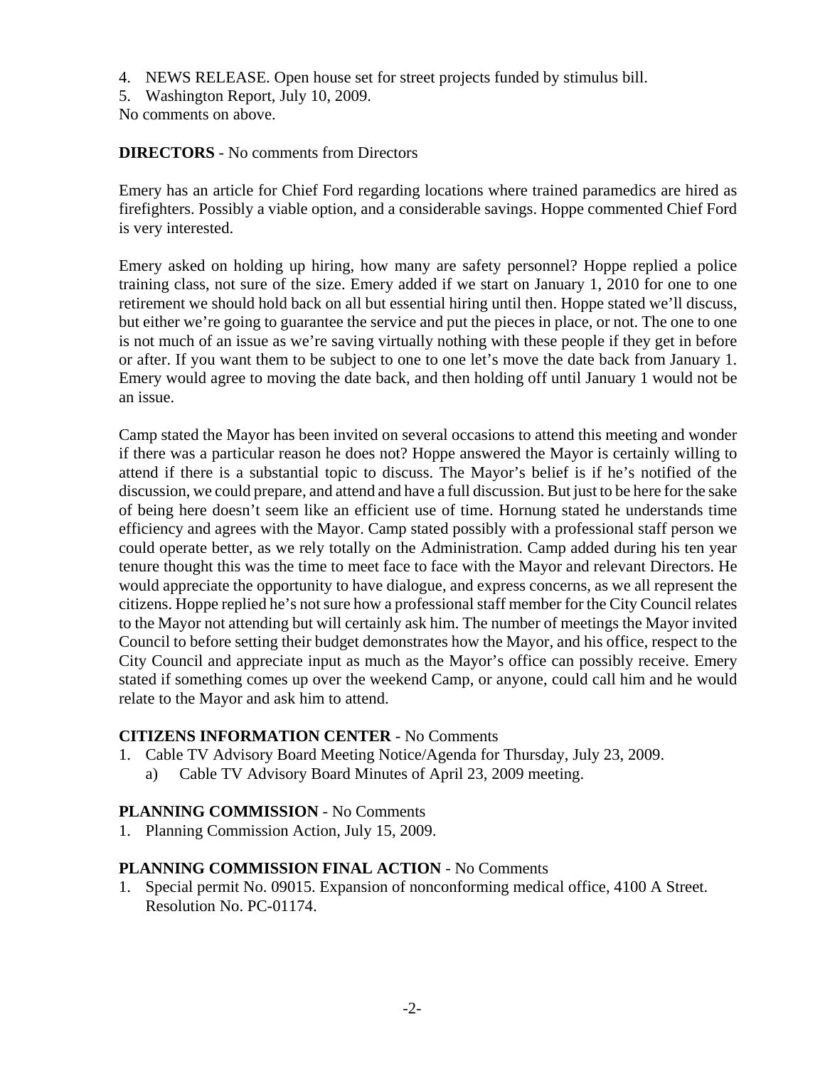4. NEWS RELEASE. Open house set for street projects funded by stimulus bill.
5. Washington Report, July 10, 2009.

No comments on above.

**DIRECTORS** - No comments from Directors

Emery has an article for Chief Ford regarding locations where trained paramedics are hired as firefighters. Possibly a viable option, and a considerable savings. Hoppe commented Chief Ford is very interested.

Emery asked on holding up hiring, how many are safety personnel? Hoppe replied a police training class, not sure of the size. Emery added if we start on January 1, 2010 for one to one retirement we should hold back on all but essential hiring until then. Hoppe stated we'll discuss, but either we're going to guarantee the service and put the pieces in place, or not. The one to one is not much of an issue as we're saving virtually nothing with these people if they get in before or after. If you want them to be subject to one to one let's move the date back from January 1. Emery would agree to moving the date back, and then holding off until January 1 would not be an issue.

Camp stated the Mayor has been invited on several occasions to attend this meeting and wonder if there was a particular reason he does not? Hoppe answered the Mayor is certainly willing to attend if there is a substantial topic to discuss. The Mayor's belief is if he's notified of the discussion, we could prepare, and attend and have a full discussion. But just to be here for the sake of being here doesn't seem like an efficient use of time. Hornung stated he understands time efficiency and agrees with the Mayor. Camp stated possibly with a professional staff person we could operate better, as we rely totally on the Administration. Camp added during his ten year tenure thought this was the time to meet face to face with the Mayor and relevant Directors. He would appreciate the opportunity to have dialogue, and express concerns, as we all represent the citizens. Hoppe replied he's not sure how a professional staff member for the City Council relates to the Mayor not attending but will certainly ask him. The number of meetings the Mayor invited Council to before setting their budget demonstrates how the Mayor, and his office, respect to the City Council and appreciate input as much as the Mayor's office can possibly receive. Emery stated if something comes up over the weekend Camp, or anyone, could call him and he would relate to the Mayor and ask him to attend.

**CITIZENS INFORMATION CENTER** - No Comments

1. Cable TV Advisory Board Meeting Notice/Agenda for Thursday, July 23, 2009.
   a) Cable TV Advisory Board Minutes of April 23, 2009 meeting.

**PLANNING COMMISSION** - No Comments

1. Planning Commission Action, July 15, 2009.

**PLANNING COMMISSION FINAL ACTION** - No Comments

1. Special permit No. 09015. Expansion of nonconforming medical office, 4100 A Street. Resolution No. PC-01174.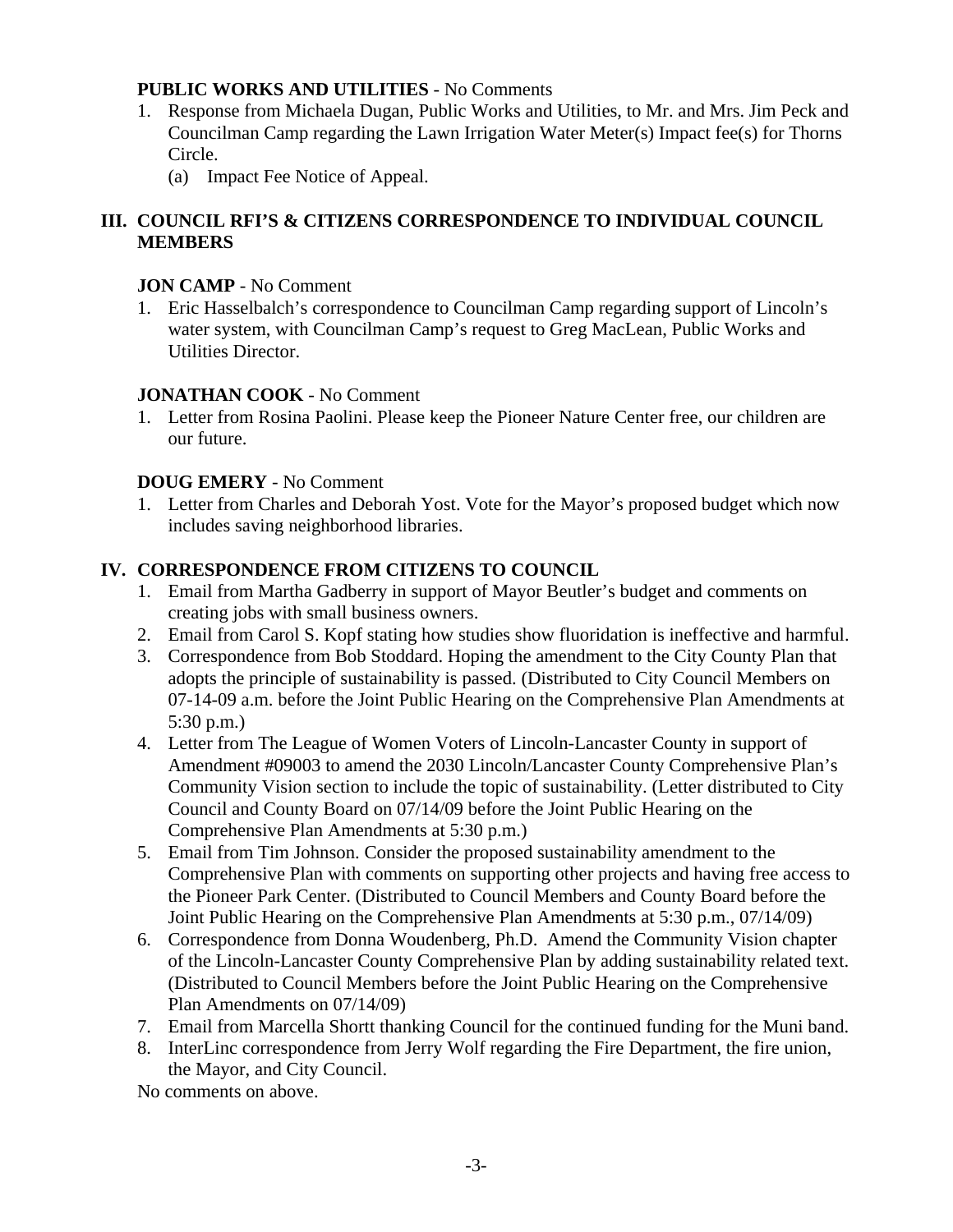**PUBLIC WORKS AND UTILITIES** - No Comments

1. Response from Michaela Dugan, Public Works and Utilities, to Mr. and Mrs. Jim Peck and Councilman Camp regarding the Lawn Irrigation Water Meter(s) Impact fee(s) for Thorns Circle.
   (a) Impact Fee Notice of Appeal.

## III. COUNCIL RFI'S & CITIZENS CORRESPONDENCE TO INDIVIDUAL COUNCIL MEMBERS

**JON CAMP** - No Comment

1. Eric Hasselbalch's correspondence to Councilman Camp regarding support of Lincoln's water system, with Councilman Camp's request to Greg MacLean, Public Works and Utilities Director.

**JONATHAN COOK** - No Comment

1. Letter from Rosina Paolini. Please keep the Pioneer Nature Center free, our children are our future.

**DOUG EMERY** - No Comment

1. Letter from Charles and Deborah Yost. Vote for the Mayor's proposed budget which now includes saving neighborhood libraries.

## IV. CORRESPONDENCE FROM CITIZENS TO COUNCIL

1. Email from Martha Gadberry in support of Mayor Beutler's budget and comments on creating jobs with small business owners.
2. Email from Carol S. Kopf stating how studies show fluoridation is ineffective and harmful.
3. Correspondence from Bob Stoddard. Hoping the amendment to the City County Plan that adopts the principle of sustainability is passed. (Distributed to City Council Members on 07-14-09 a.m. before the Joint Public Hearing on the Comprehensive Plan Amendments at 5:30 p.m.)
4. Letter from The League of Women Voters of Lincoln-Lancaster County in support of Amendment #09003 to amend the 2030 Lincoln/Lancaster County Comprehensive Plan's Community Vision section to include the topic of sustainability. (Letter distributed to City Council and County Board on 07/14/09 before the Joint Public Hearing on the Comprehensive Plan Amendments at 5:30 p.m.)
5. Email from Tim Johnson. Consider the proposed sustainability amendment to the Comprehensive Plan with comments on supporting other projects and having free access to the Pioneer Park Center. (Distributed to Council Members and County Board before the Joint Public Hearing on the Comprehensive Plan Amendments at 5:30 p.m., 07/14/09)
6. Correspondence from Donna Woudenberg, Ph.D. Amend the Community Vision chapter of the Lincoln-Lancaster County Comprehensive Plan by adding sustainability related text. (Distributed to Council Members before the Joint Public Hearing on the Comprehensive Plan Amendments on 07/14/09)
7. Email from Marcella Shortt thanking Council for the continued funding for the Muni band.
8. InterLinc correspondence from Jerry Wolf regarding the Fire Department, the fire union, the Mayor, and City Council.

No comments on above.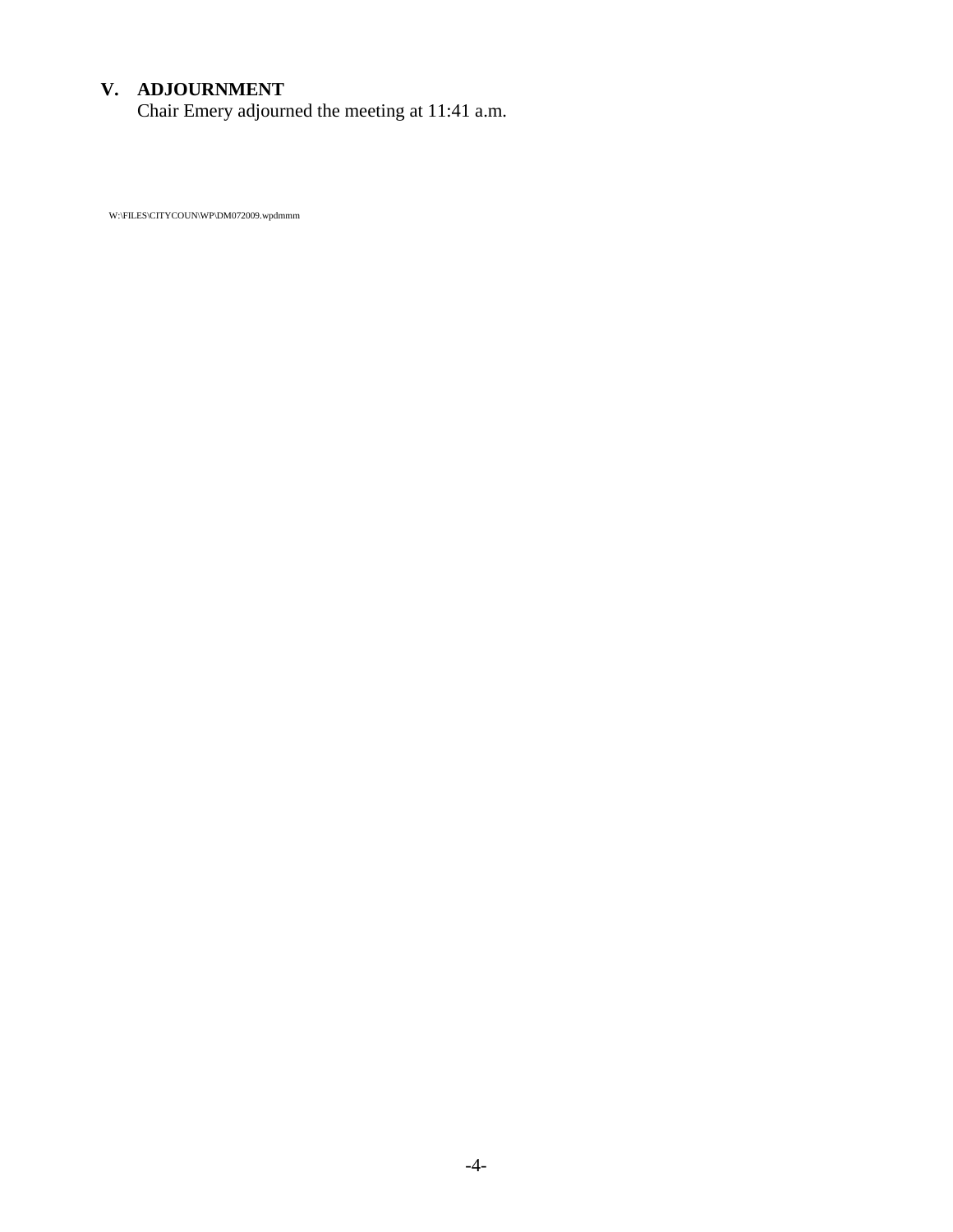## V. ADJOURNMENT

Chair Emery adjourned the meeting at 11:41 a.m.

W:\FILES\CITYCOUN\WP\DM072009.wpdmmm